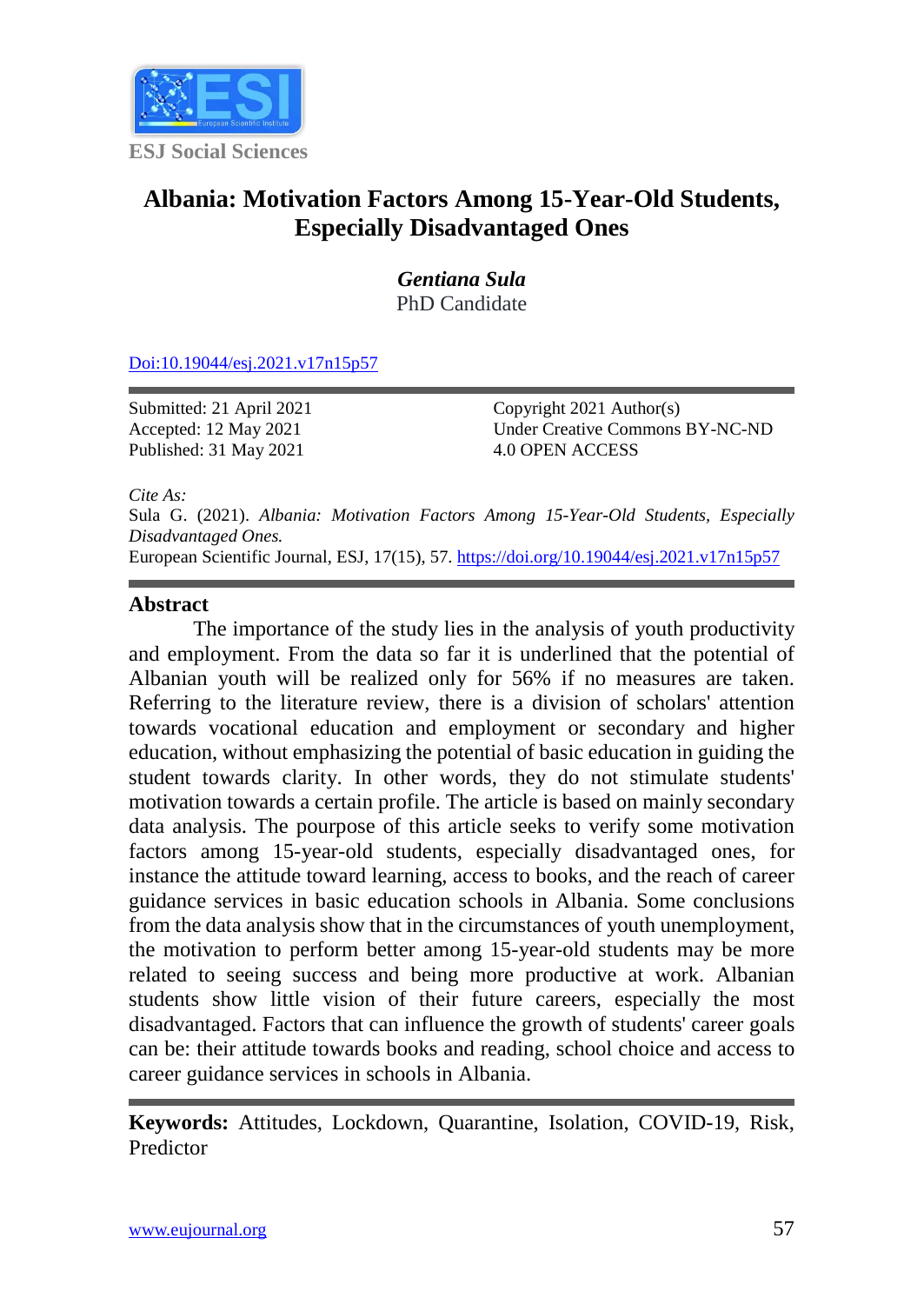ESJ Social Sciences

# Albania: Motivation Factors Among 15-Year-Old Students, Especially Disadvantaged Ones

***Gentiana Sula***
PhD Candidate

[Doi:10.19044/esj.2021.v17n15p57](https://doi.org/10.19044/esj.2021.v17n15p57)

Submitted: 21 April 2021
Accepted: 12 May 2021
Published: 31 May 2021

Copyright 2021 Author(s)
Under Creative Commons BY-NC-ND
4.0 OPEN ACCESS

*Cite As:*
Sula G. (2021). *Albania: Motivation Factors Among 15-Year-Old Students, Especially Disadvantaged Ones.*
European Scientific Journal, ESJ, 17(15), 57. https://doi.org/10.19044/esj.2021.v17n15p57

## Abstract

The importance of the study lies in the analysis of youth productivity and employment. From the data so far it is underlined that the potential of Albanian youth will be realized only for 56% if no measures are taken. Referring to the literature review, there is a division of scholars' attention towards vocational education and employment or secondary and higher education, without emphasizing the potential of basic education in guiding the student towards clarity. In other words, they do not stimulate students' motivation towards a certain profile. The article is based on mainly secondary data analysis. The pourpose of this article seeks to verify some motivation factors among 15-year-old students, especially disadvantaged ones, for instance the attitude toward learning, access to books, and the reach of career guidance services in basic education schools in Albania. Some conclusions from the data analysis show that in the circumstances of youth unemployment, the motivation to perform better among 15-year-old students may be more related to seeing success and being more productive at work. Albanian students show little vision of their future careers, especially the most disadvantaged. Factors that can influence the growth of students' career goals can be: their attitude towards books and reading, school choice and access to career guidance services in schools in Albania.

**Keywords:** Attitudes, Lockdown, Quarantine, Isolation, COVID-19, Risk, Predictor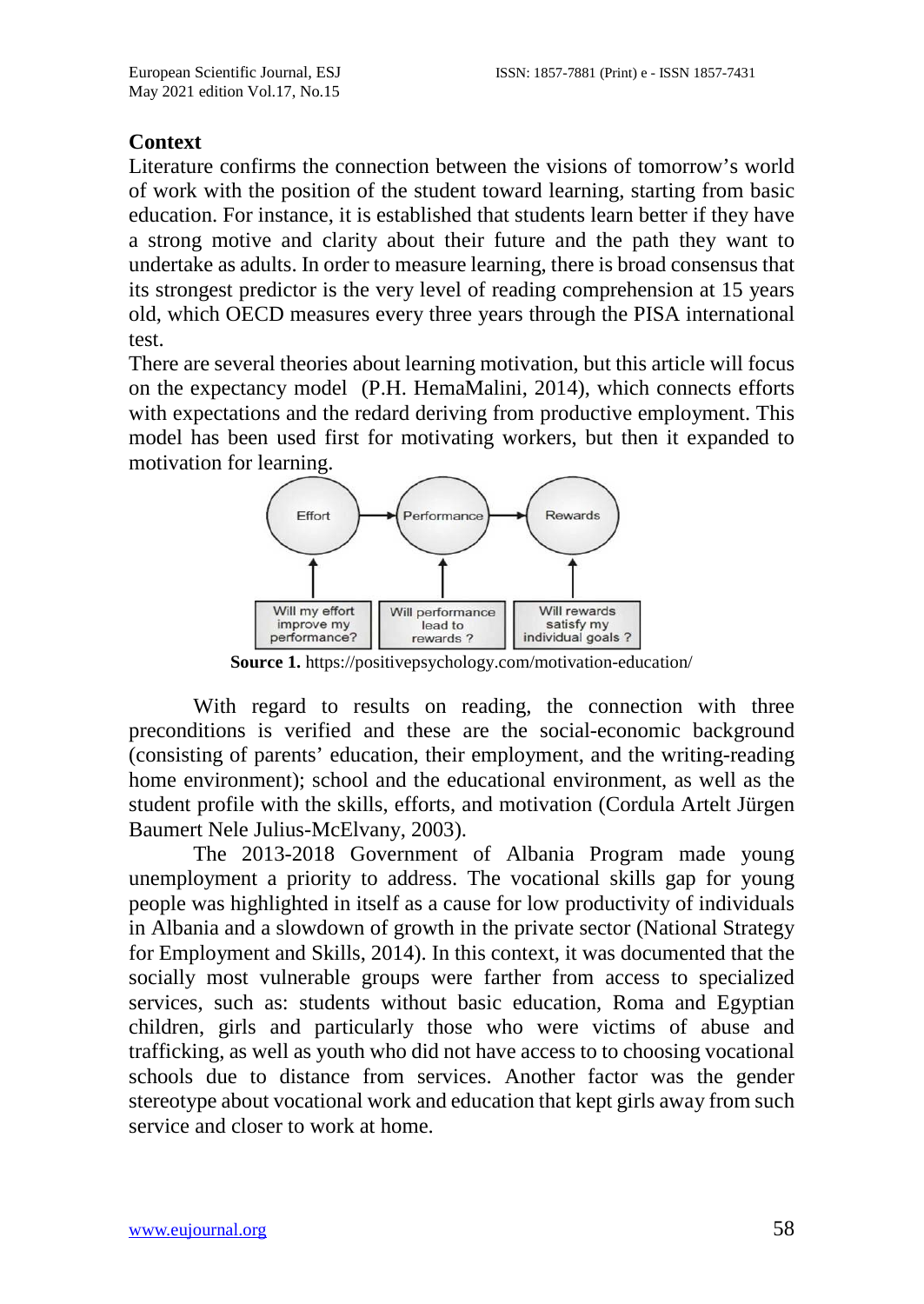## Context

Literature confirms the connection between the visions of tomorrow's world of work with the position of the student toward learning, starting from basic education. For instance, it is established that students learn better if they have a strong motive and clarity about their future and the path they want to undertake as adults. In order to measure learning, there is broad consensus that its strongest predictor is the very level of reading comprehension at 15 years old, which OECD measures every three years through the PISA international test.

There are several theories about learning motivation, but this article will focus on the expectancy model (P.H. HemaMalini, 2014), which connects efforts with expectations and the redard deriving from productive employment. This model has been used first for motivating workers, but then it expanded to motivation for learning.

Effort → Performance → Rewards

Will my effort improve my performance? | Will performance lead to rewards ? | Will rewards satisfy my individual goals ?

**Source 1.** https://positivepsychology.com/motivation-education/

With regard to results on reading, the connection with three preconditions is verified and these are the social-economic background (consisting of parents' education, their employment, and the writing-reading home environment); school and the educational environment, as well as the student profile with the skills, efforts, and motivation (Cordula Artelt Jürgen Baumert Nele Julius-McElvany, 2003).

The 2013-2018 Government of Albania Program made young unemployment a priority to address. The vocational skills gap for young people was highlighted in itself as a cause for low productivity of individuals in Albania and a slowdown of growth in the private sector (National Strategy for Employment and Skills, 2014). In this context, it was documented that the socially most vulnerable groups were farther from access to specialized services, such as: students without basic education, Roma and Egyptian children, girls and particularly those who were victims of abuse and trafficking, as well as youth who did not have access to to choosing vocational schools due to distance from services. Another factor was the gender stereotype about vocational work and education that kept girls away from such service and closer to work at home.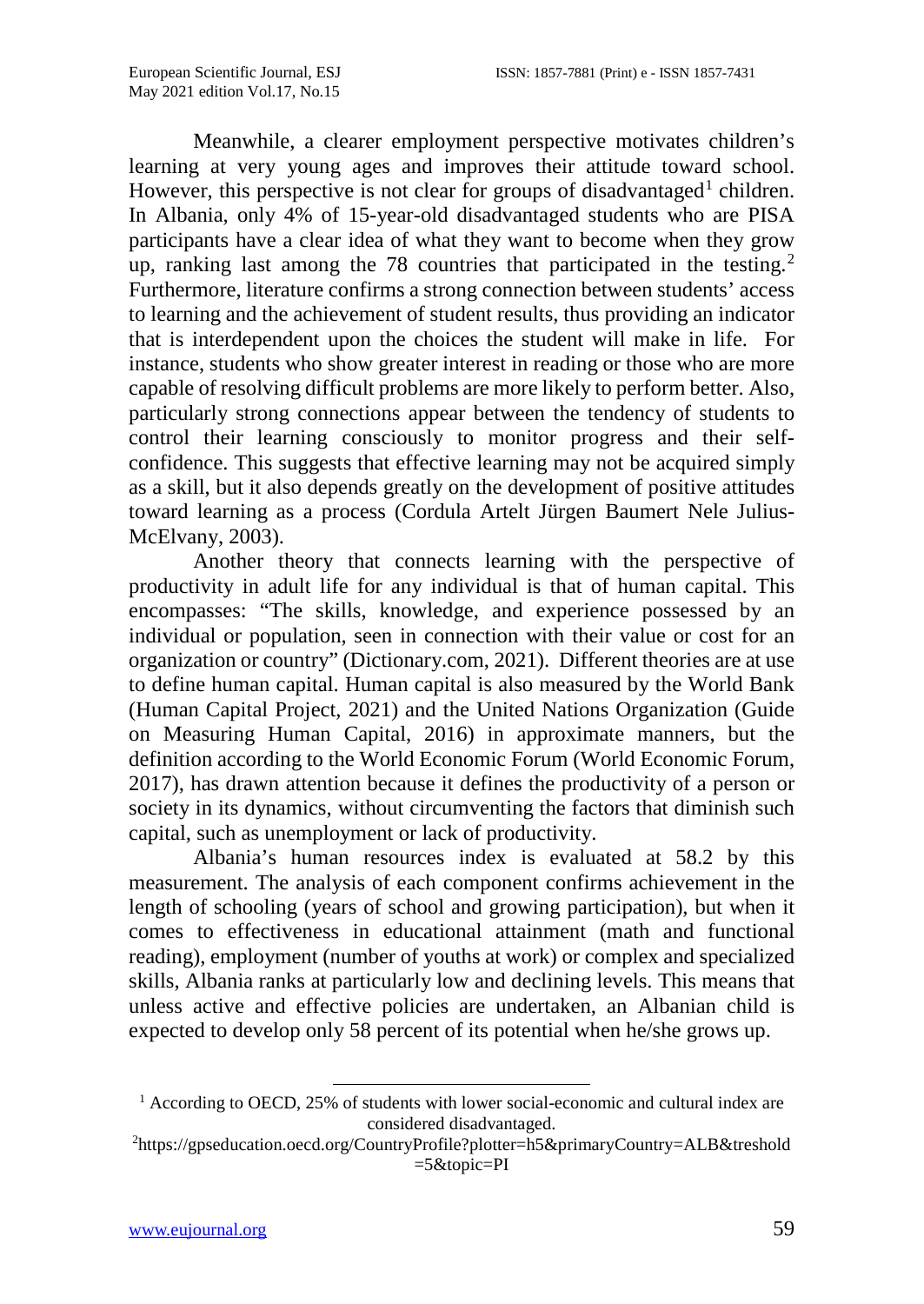Meanwhile, a clearer employment perspective motivates children's learning at very young ages and improves their attitude toward school. However, this perspective is not clear for groups of disadvantaged[1] children. In Albania, only 4% of 15-year-old disadvantaged students who are PISA participants have a clear idea of what they want to become when they grow up, ranking last among the 78 countries that participated in the testing.[2] Furthermore, literature confirms a strong connection between students' access to learning and the achievement of student results, thus providing an indicator that is interdependent upon the choices the student will make in life. For instance, students who show greater interest in reading or those who are more capable of resolving difficult problems are more likely to perform better. Also, particularly strong connections appear between the tendency of students to control their learning consciously to monitor progress and their self-confidence. This suggests that effective learning may not be acquired simply as a skill, but it also depends greatly on the development of positive attitudes toward learning as a process (Cordula Artelt Jürgen Baumert Nele Julius-McElvany, 2003).

Another theory that connects learning with the perspective of productivity in adult life for any individual is that of human capital. This encompasses: "The skills, knowledge, and experience possessed by an individual or population, seen in connection with their value or cost for an organization or country" (Dictionary.com, 2021). Different theories are at use to define human capital. Human capital is also measured by the World Bank (Human Capital Project, 2021) and the United Nations Organization (Guide on Measuring Human Capital, 2016) in approximate manners, but the definition according to the World Economic Forum (World Economic Forum, 2017), has drawn attention because it defines the productivity of a person or society in its dynamics, without circumventing the factors that diminish such capital, such as unemployment or lack of productivity.

Albania's human resources index is evaluated at 58.2 by this measurement. The analysis of each component confirms achievement in the length of schooling (years of school and growing participation), but when it comes to effectiveness in educational attainment (math and functional reading), employment (number of youths at work) or complex and specialized skills, Albania ranks at particularly low and declining levels. This means that unless active and effective policies are undertaken, an Albanian child is expected to develop only 58 percent of its potential when he/she grows up.

---

[1] According to OECD, 25% of students with lower social-economic and cultural index are considered disadvantaged.

[2] https://gpseducation.oecd.org/CountryProfile?plotter=h5&primaryCountry=ALB&treshold=5&topic=PI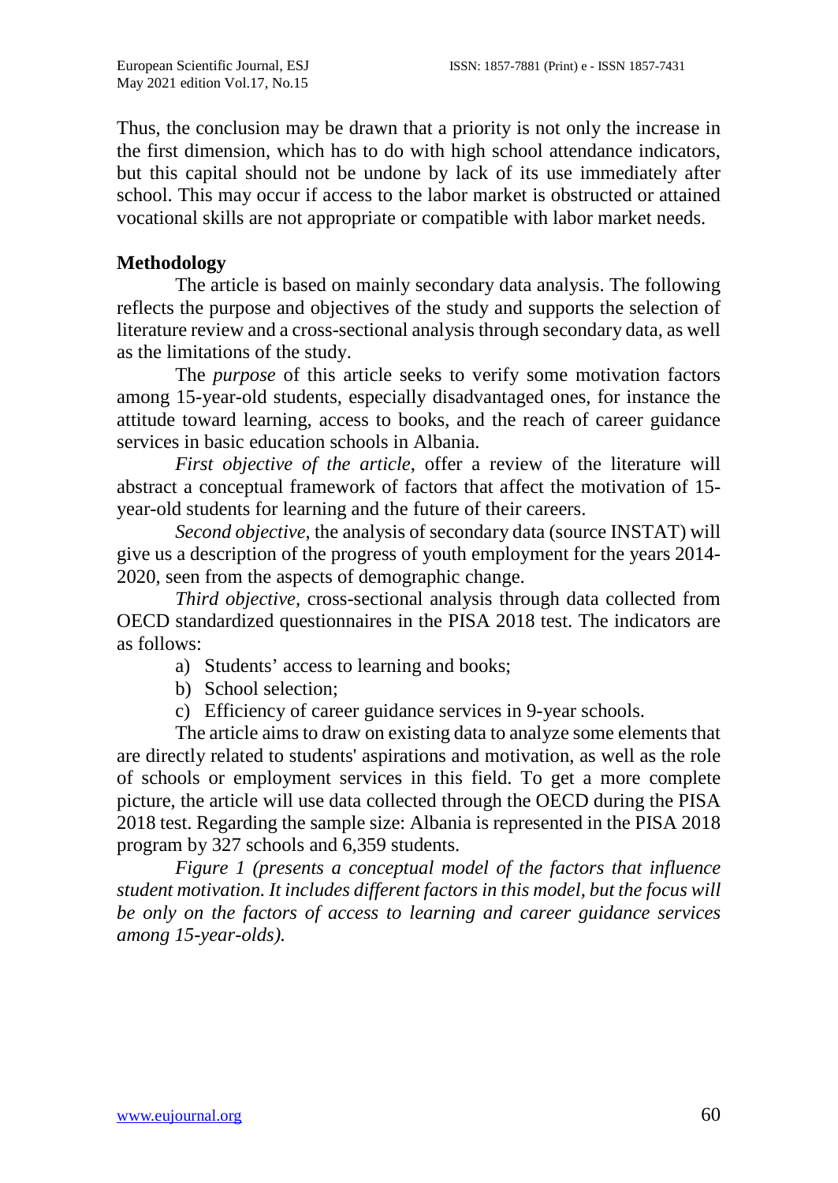Thus, the conclusion may be drawn that a priority is not only the increase in the first dimension, which has to do with high school attendance indicators, but this capital should not be undone by lack of its use immediately after school. This may occur if access to the labor market is obstructed or attained vocational skills are not appropriate or compatible with labor market needs.

## Methodology

The article is based on mainly secondary data analysis. The following reflects the purpose and objectives of the study and supports the selection of literature review and a cross-sectional analysis through secondary data, as well as the limitations of the study.

The *purpose* of this article seeks to verify some motivation factors among 15-year-old students, especially disadvantaged ones, for instance the attitude toward learning, access to books, and the reach of career guidance services in basic education schools in Albania.

*First objective of the article*, offer a review of the literature will abstract a conceptual framework of factors that affect the motivation of 15-year-old students for learning and the future of their careers.

*Second objective*, the analysis of secondary data (source INSTAT) will give us a description of the progress of youth employment for the years 2014-2020, seen from the aspects of demographic change.

*Third objective,* cross-sectional analysis through data collected from OECD standardized questionnaires in the PISA 2018 test. The indicators are as follows:

a) Students' access to learning and books;
b) School selection;
c) Efficiency of career guidance services in 9-year schools.

The article aims to draw on existing data to analyze some elements that are directly related to students' aspirations and motivation, as well as the role of schools or employment services in this field. To get a more complete picture, the article will use data collected through the OECD during the PISA 2018 test. Regarding the sample size: Albania is represented in the PISA 2018 program by 327 schools and 6,359 students.

*Figure 1 (presents a conceptual model of the factors that influence student motivation. It includes different factors in this model, but the focus will be only on the factors of access to learning and career guidance services among 15-year-olds).*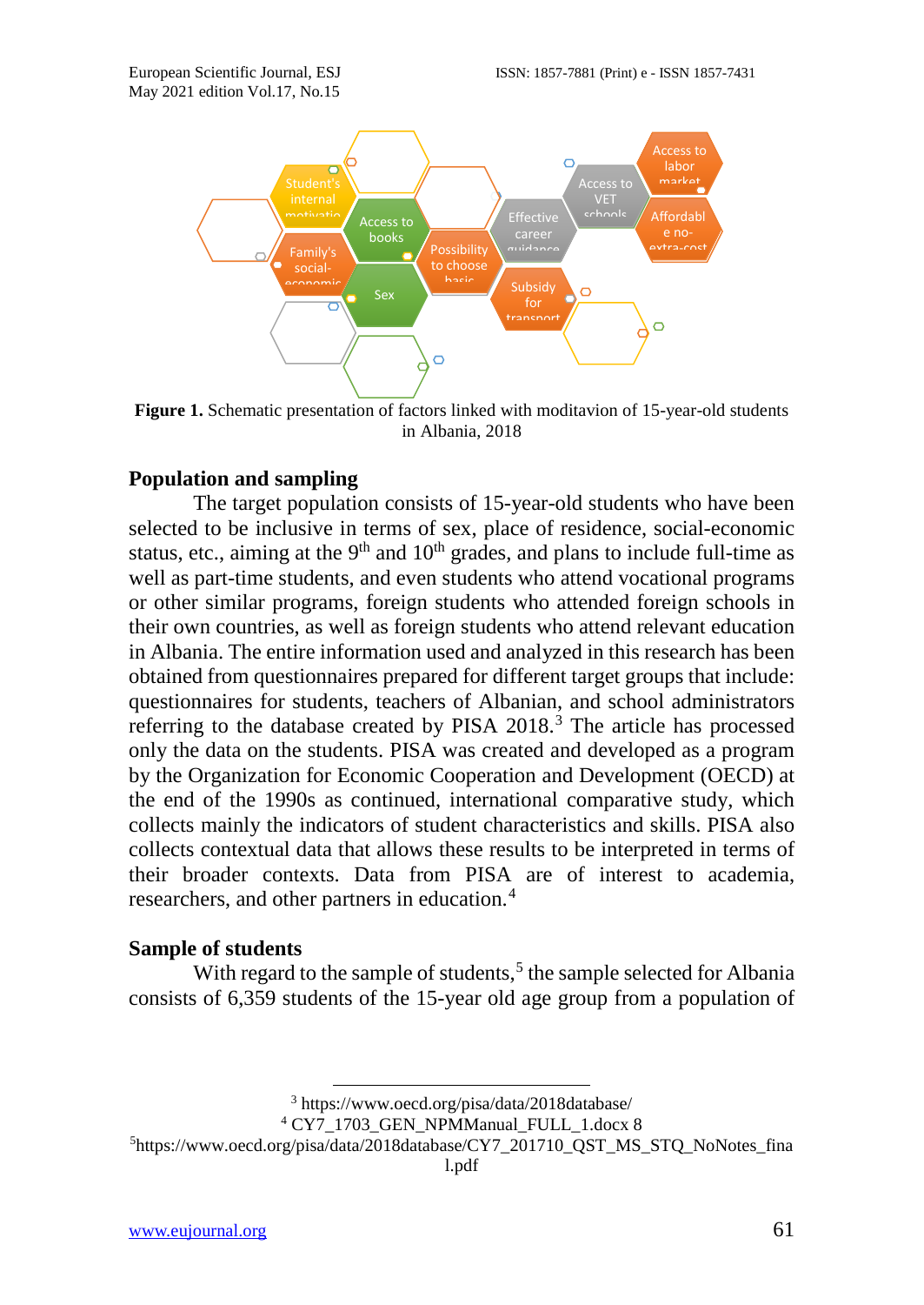**Figure 1.** Schematic presentation of factors linked with moditavion of 15-year-old students in Albania, 2018

## Population and sampling

The target population consists of 15-year-old students who have been selected to be inclusive in terms of sex, place of residence, social-economic status, etc., aiming at the 9th and 10th grades, and plans to include full-time as well as part-time students, and even students who attend vocational programs or other similar programs, foreign students who attended foreign schools in their own countries, as well as foreign students who attend relevant education in Albania. The entire information used and analyzed in this research has been obtained from questionnaires prepared for different target groups that include: questionnaires for students, teachers of Albanian, and school administrators referring to the database created by PISA 2018.[3] The article has processed only the data on the students. PISA was created and developed as a program by the Organization for Economic Cooperation and Development (OECD) at the end of the 1990s as continued, international comparative study, which collects mainly the indicators of student characteristics and skills. PISA also collects contextual data that allows these results to be interpreted in terms of their broader contexts. Data from PISA are of interest to academia, researchers, and other partners in education.[4]

## Sample of students

With regard to the sample of students,[5] the sample selected for Albania consists of 6,359 students of the 15-year old age group from a population of

---

[3] https://www.oecd.org/pisa/data/2018database/

[4] CY7_1703_GEN_NPMManual_FULL_1.docx 8

[5] https://www.oecd.org/pisa/data/2018database/CY7_201710_QST_MS_STQ_NoNotes_final.pdf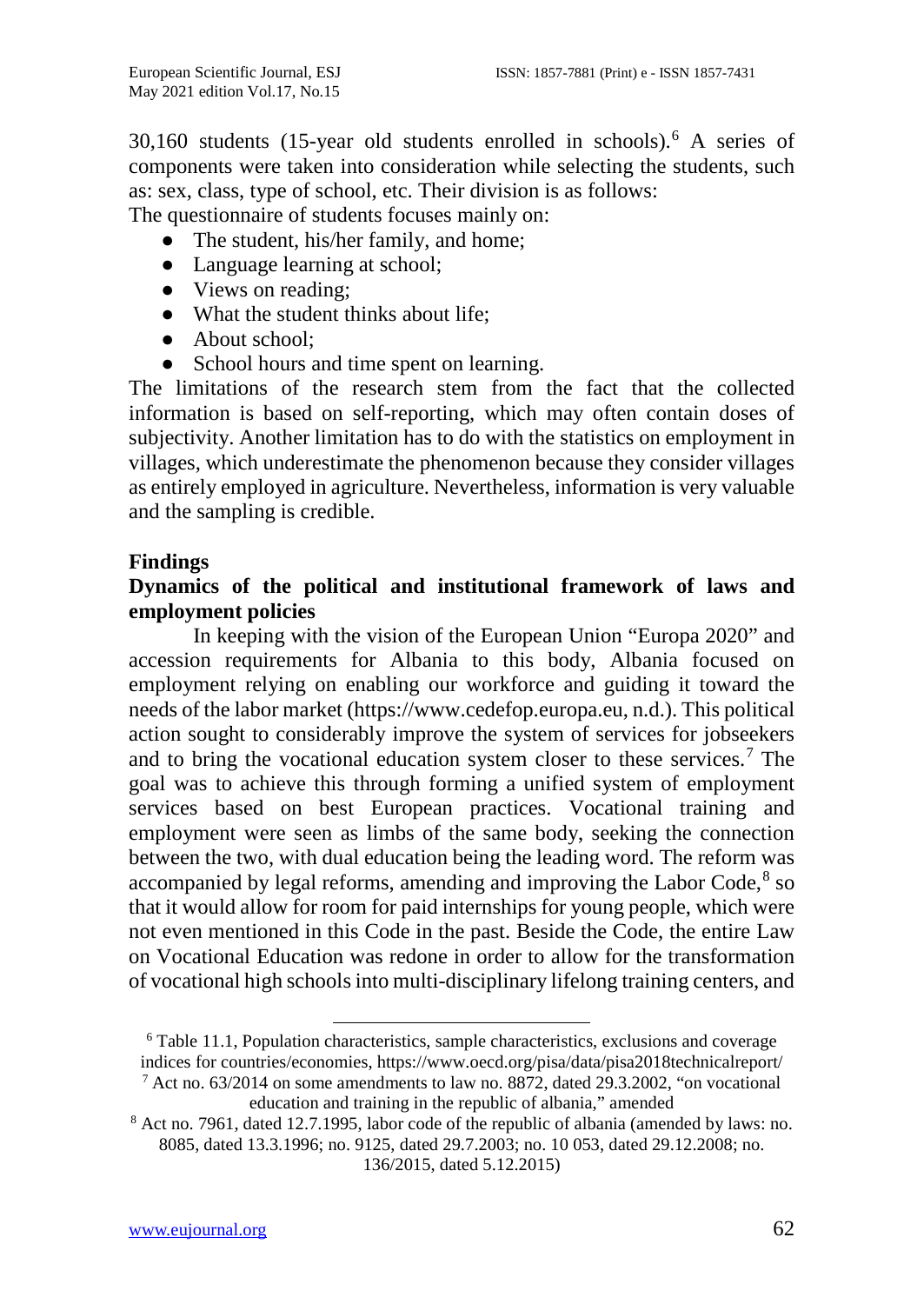30,160 students (15-year old students enrolled in schools).[6] A series of components were taken into consideration while selecting the students, such as: sex, class, type of school, etc. Their division is as follows:

The questionnaire of students focuses mainly on:

- The student, his/her family, and home;
- Language learning at school;
- Views on reading;
- What the student thinks about life;
- About school;
- School hours and time spent on learning.

The limitations of the research stem from the fact that the collected information is based on self-reporting, which may often contain doses of subjectivity. Another limitation has to do with the statistics on employment in villages, which underestimate the phenomenon because they consider villages as entirely employed in agriculture. Nevertheless, information is very valuable and the sampling is credible.

## Findings

### Dynamics of the political and institutional framework of laws and employment policies

In keeping with the vision of the European Union "Europa 2020" and accession requirements for Albania to this body, Albania focused on employment relying on enabling our workforce and guiding it toward the needs of the labor market (https://www.cedefop.europa.eu, n.d.). This political action sought to considerably improve the system of services for jobseekers and to bring the vocational education system closer to these services.[7] The goal was to achieve this through forming a unified system of employment services based on best European practices. Vocational training and employment were seen as limbs of the same body, seeking the connection between the two, with dual education being the leading word. The reform was accompanied by legal reforms, amending and improving the Labor Code,[8] so that it would allow for room for paid internships for young people, which were not even mentioned in this Code in the past. Beside the Code, the entire Law on Vocational Education was redone in order to allow for the transformation of vocational high schools into multi-disciplinary lifelong training centers, and

---

[6] Table 11.1, Population characteristics, sample characteristics, exclusions and coverage indices for countries/economies, https://www.oecd.org/pisa/data/pisa2018technicalreport/

[7] Act no. 63/2014 on some amendments to law no. 8872, dated 29.3.2002, "on vocational education and training in the republic of albania," amended

[8] Act no. 7961, dated 12.7.1995, labor code of the republic of albania (amended by laws: no. 8085, dated 13.3.1996; no. 9125, dated 29.7.2003; no. 10 053, dated 29.12.2008; no. 136/2015, dated 5.12.2015)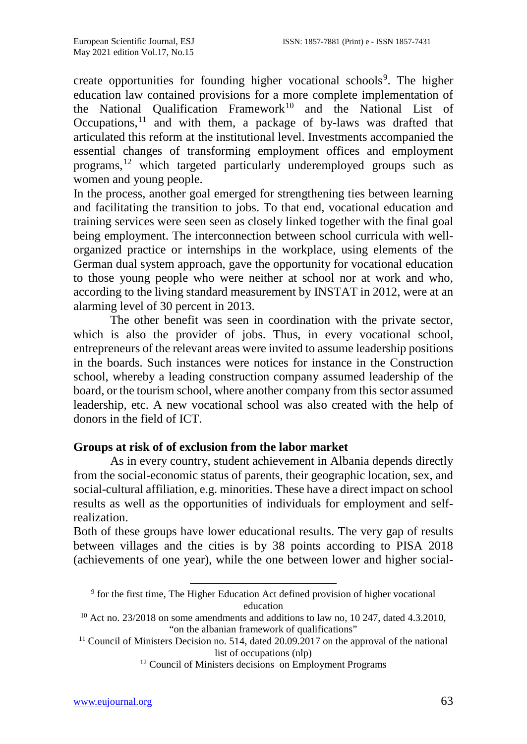create opportunities for founding higher vocational schools[9]. The higher education law contained provisions for a more complete implementation of the National Qualification Framework[10] and the National List of Occupations,[11] and with them, a package of by-laws was drafted that articulated this reform at the institutional level. Investments accompanied the essential changes of transforming employment offices and employment programs,[12] which targeted particularly underemployed groups such as women and young people.

In the process, another goal emerged for strengthening ties between learning and facilitating the transition to jobs. To that end, vocational education and training services were seen seen as closely linked together with the final goal being employment. The interconnection between school curricula with well-organized practice or internships in the workplace, using elements of the German dual system approach, gave the opportunity for vocational education to those young people who were neither at school nor at work and who, according to the living standard measurement by INSTAT in 2012, were at an alarming level of 30 percent in 2013.

The other benefit was seen in coordination with the private sector, which is also the provider of jobs. Thus, in every vocational school, entrepreneurs of the relevant areas were invited to assume leadership positions in the boards. Such instances were notices for instance in the Construction school, whereby a leading construction company assumed leadership of the board, or the tourism school, where another company from this sector assumed leadership, etc. A new vocational school was also created with the help of donors in the field of ICT.

**Groups at risk of of exclusion from the labor market**

As in every country, student achievement in Albania depends directly from the social-economic status of parents, their geographic location, sex, and social-cultural affiliation, e.g. minorities. These have a direct impact on school results as well as the opportunities of individuals for employment and self-realization.

Both of these groups have lower educational results. The very gap of results between villages and the cities is by 38 points according to PISA 2018 (achievements of one year), while the one between lower and higher social-

---

[9] for the first time, The Higher Education Act defined provision of higher vocational education

[10] Act no. 23/2018 on some amendments and additions to law no, 10 247, dated 4.3.2010, "on the albanian framework of qualifications"

[11] Council of Ministers Decision no. 514, dated 20.09.2017 on the approval of the national list of occupations (nlp)

[12] Council of Ministers decisions on Employment Programs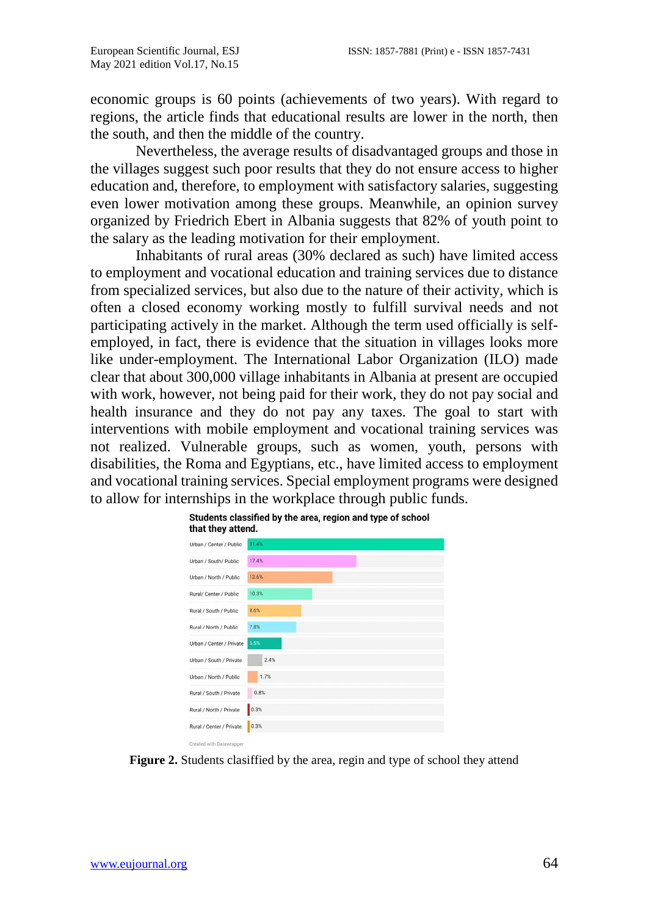economic groups is 60 points (achievements of two years). With regard to regions, the article finds that educational results are lower in the north, then the south, and then the middle of the country.

Nevertheless, the average results of disadvantaged groups and those in the villages suggest such poor results that they do not ensure access to higher education and, therefore, to employment with satisfactory salaries, suggesting even lower motivation among these groups. Meanwhile, an opinion survey organized by Friedrich Ebert in Albania suggests that 82% of youth point to the salary as the leading motivation for their employment.

Inhabitants of rural areas (30% declared as such) have limited access to employment and vocational education and training services due to distance from specialized services, but also due to the nature of their activity, which is often a closed economy working mostly to fulfill survival needs and not participating actively in the market. Although the term used officially is self-employed, in fact, there is evidence that the situation in villages looks more like under-employment. The International Labor Organization (ILO) made clear that about 300,000 village inhabitants in Albania at present are occupied with work, however, not being paid for their work, they do not pay social and health insurance and they do not pay any taxes. The goal to start with interventions with mobile employment and vocational training services was not realized. Vulnerable groups, such as women, youth, persons with disabilities, the Roma and Egyptians, etc., have limited access to employment and vocational training services. Special employment programs were designed to allow for internships in the workplace through public funds.

**Students classified by the area, region and type of school that they attend.**

| Area / Region / Type | Share |
|---|---|
| Urban / Center / Public | 31.4% |
| Urban / South/ Public | 17.4% |
| Urban / North / Public | 13.6% |
| Rural/ Center / Public | 10.3% |
| Rural / South / Public | 8.6% |
| Rural / North / Public | 7.8% |
| Urban / Center / Private | 5.5% |
| Urban / South / Private | 2.4% |
| Urban / North / Public | 1.7% |
| Rural / South / Private | 0.8% |
| Rural / North / Private | 0.3% |
| Rural / Center / Private | 0.3% |

Created with Datawrapper

**Figure 2.** Students clasified by the area, regin and type of school they attend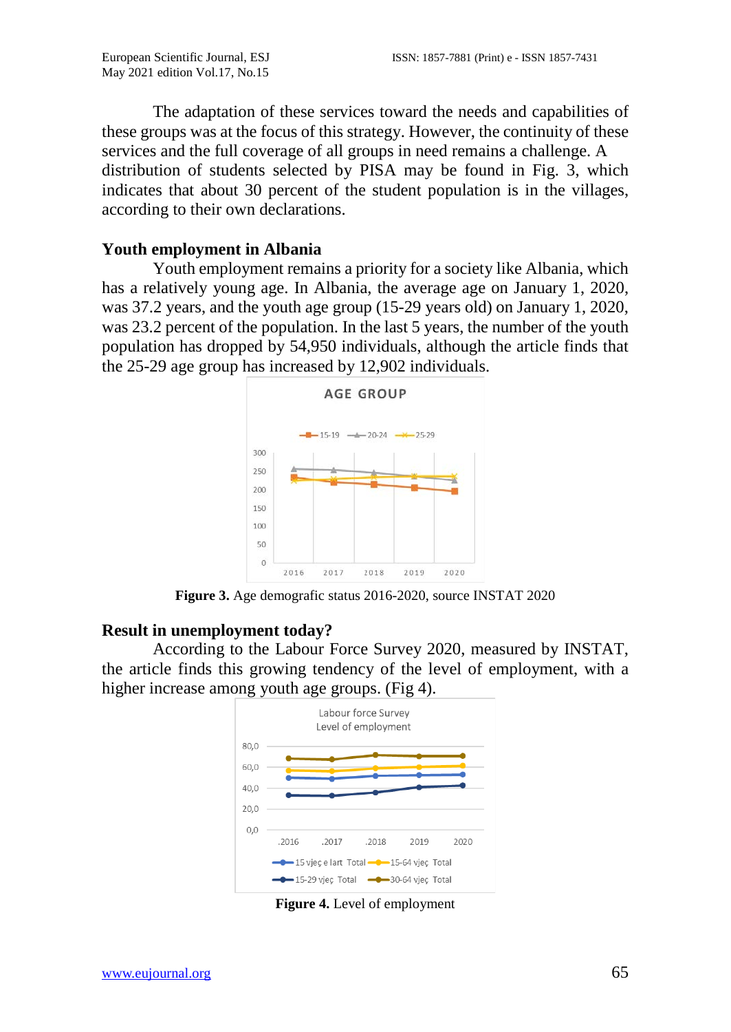The adaptation of these services toward the needs and capabilities of these groups was at the focus of this strategy. However, the continuity of these services and the full coverage of all groups in need remains a challenge. A distribution of students selected by PISA may be found in Fig. 3, which indicates that about 30 percent of the student population is in the villages, according to their own declarations.

## Youth employment in Albania

Youth employment remains a priority for a society like Albania, which has a relatively young age. In Albania, the average age on January 1, 2020, was 37.2 years, and the youth age group (15-29 years old) on January 1, 2020, was 23.2 percent of the population. In the last 5 years, the number of the youth population has dropped by 54,950 individuals, although the article finds that the 25-29 age group has increased by 12,902 individuals.

**Figure 3.** Age demografic status 2016-2020, source INSTAT 2020

## Result in unemployment today?

According to the Labour Force Survey 2020, measured by INSTAT, the article finds this growing tendency of the level of employment, with a higher increase among youth age groups. (Fig 4).

**Figure 4.** Level of employment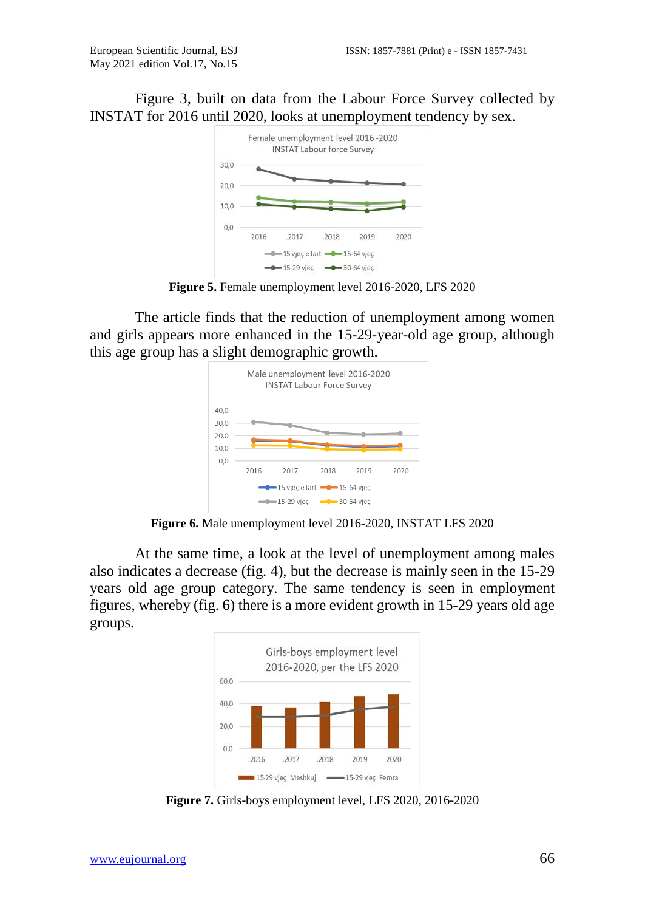Figure 3, built on data from the Labour Force Survey collected by INSTAT for 2016 until 2020, looks at unemployment tendency by sex.

**Figure 5.** Female unemployment level 2016-2020, LFS 2020

The article finds that the reduction of unemployment among women and girls appears more enhanced in the 15-29-year-old age group, although this age group has a slight demographic growth.

**Figure 6.** Male unemployment level 2016-2020, INSTAT LFS 2020

At the same time, a look at the level of unemployment among males also indicates a decrease (fig. 4), but the decrease is mainly seen in the 15-29 years old age group category. The same tendency is seen in employment figures, whereby (fig. 6) there is a more evident growth in 15-29 years old age groups.

**Figure 7.** Girls-boys employment level, LFS 2020, 2016-2020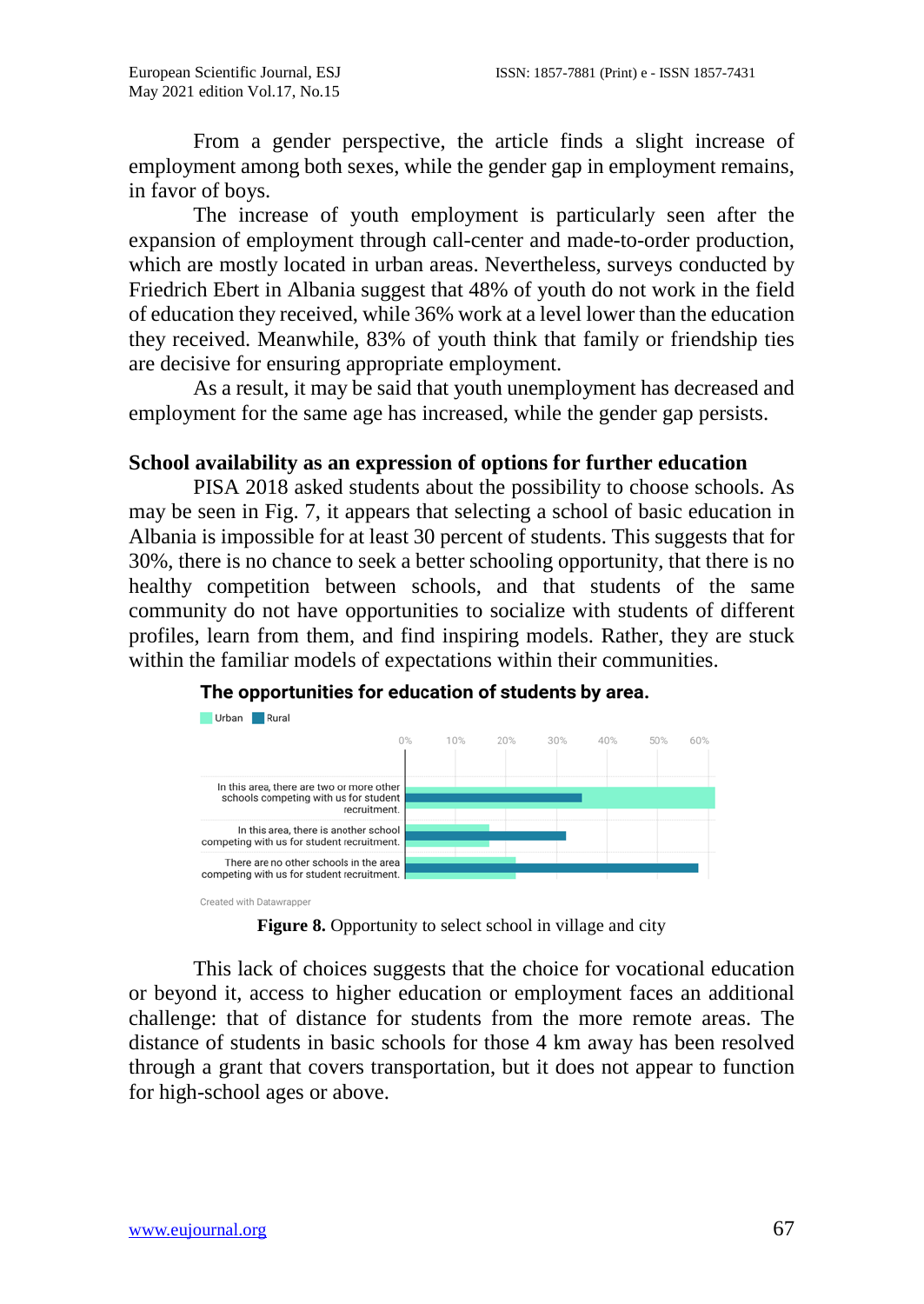From a gender perspective, the article finds a slight increase of employment among both sexes, while the gender gap in employment remains, in favor of boys.

The increase of youth employment is particularly seen after the expansion of employment through call-center and made-to-order production, which are mostly located in urban areas. Nevertheless, surveys conducted by Friedrich Ebert in Albania suggest that 48% of youth do not work in the field of education they received, while 36% work at a level lower than the education they received. Meanwhile, 83% of youth think that family or friendship ties are decisive for ensuring appropriate employment.

As a result, it may be said that youth unemployment has decreased and employment for the same age has increased, while the gender gap persists.

## School availability as an expression of options for further education

PISA 2018 asked students about the possibility to choose schools. As may be seen in Fig. 7, it appears that selecting a school of basic education in Albania is impossible for at least 30 percent of students. This suggests that for 30%, there is no chance to seek a better schooling opportunity, that there is no healthy competition between schools, and that students of the same community do not have opportunities to socialize with students of different profiles, learn from them, and find inspiring models. Rather, they are stuck within the familiar models of expectations within their communities.

**The opportunities for education of students by area.**

Urban | Rural

| | 0% | 10% | 20% | 30% | 40% | 50% | 60% |
|---|---|---|---|---|---|---|---|
| In this area, there are two or more other schools competing with us for student recruitment. | | | | | | | |
| In this area, there is another school competing with us for student recruitment. | | | | | | | |
| There are no other schools in the area competing with us for student recruitment. | | | | | | | |

Created with Datawrapper

**Figure 8.** Opportunity to select school in village and city

This lack of choices suggests that the choice for vocational education or beyond it, access to higher education or employment faces an additional challenge: that of distance for students from the more remote areas. The distance of students in basic schools for those 4 km away has been resolved through a grant that covers transportation, but it does not appear to function for high-school ages or above.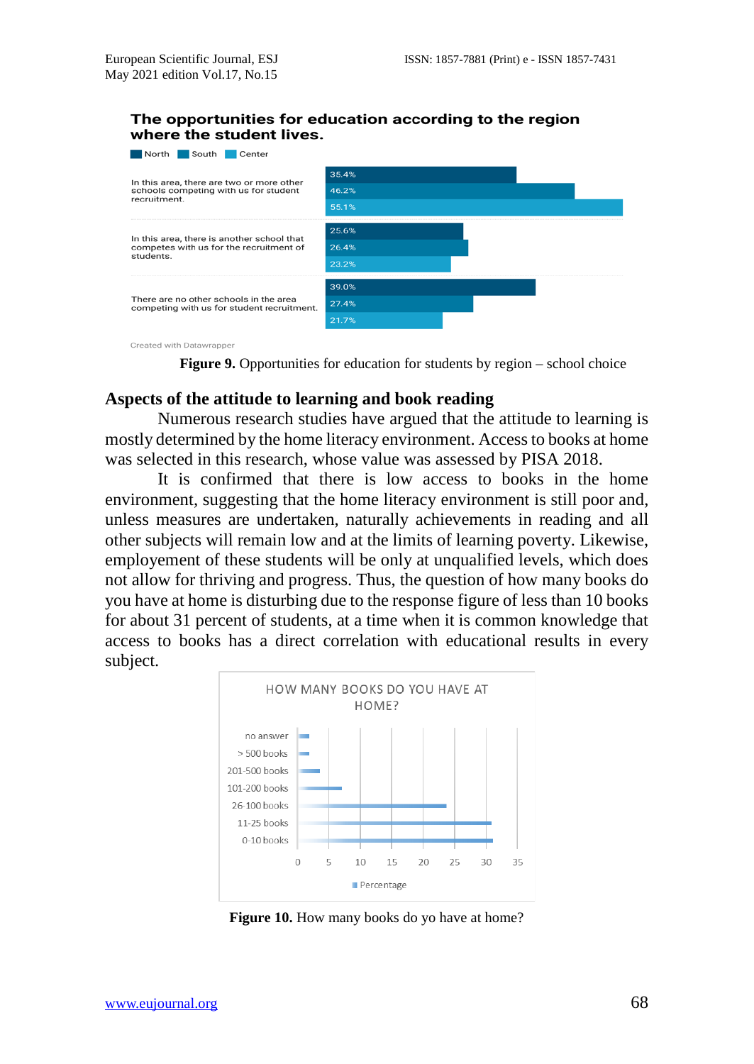**The opportunities for education according to the region where the student lives.**

| | North | South | Center |
|---|---|---|---|
| In this area, there are two or more other schools competing with us for student recruitment. | 35.4% | 46.2% | 55.1% |
| In this area, there is another school that competes with us for the recruitment of students. | 25.6% | 26.4% | 23.2% |
| There are no other schools in the area competing with us for student recruitment. | 39.0% | 27.4% | 21.7% |

Created with Datawrapper

**Figure 9.** Opportunities for education for students by region – school choice

## Aspects of the attitude to learning and book reading

Numerous research studies have argued that the attitude to learning is mostly determined by the home literacy environment. Access to books at home was selected in this research, whose value was assessed by PISA 2018.

It is confirmed that there is low access to books in the home environment, suggesting that the home literacy environment is still poor and, unless measures are undertaken, naturally achievements in reading and all other subjects will remain low and at the limits of learning poverty. Likewise, employement of these students will be only at unqualified levels, which does not allow for thriving and progress. Thus, the question of how many books do you have at home is disturbing due to the response figure of less than 10 books for about 31 percent of students, at a time when it is common knowledge that access to books has a direct correlation with educational results in every subject.

**Figure 10.** How many books do yo have at home?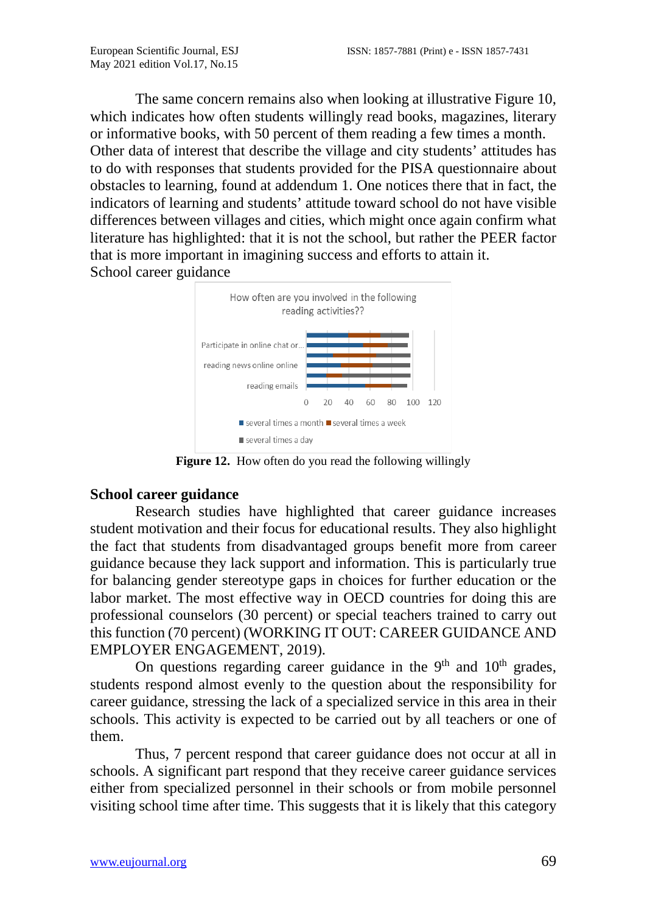The same concern remains also when looking at illustrative Figure 10, which indicates how often students willingly read books, magazines, literary or informative books, with 50 percent of them reading a few times a month. Other data of interest that describe the village and city students' attitudes has to do with responses that students provided for the PISA questionnaire about obstacles to learning, found at addendum 1. One notices there that in fact, the indicators of learning and students' attitude toward school do not have visible differences between villages and cities, which might once again confirm what literature has highlighted: that it is not the school, but rather the PEER factor that is more important in imagining success and efforts to attain it.

School career guidance

**Figure 12.** How often do you read the following willingly

## School career guidance

Research studies have highlighted that career guidance increases student motivation and their focus for educational results. They also highlight the fact that students from disadvantaged groups benefit more from career guidance because they lack support and information. This is particularly true for balancing gender stereotype gaps in choices for further education or the labor market. The most effective way in OECD countries for doing this are professional counselors (30 percent) or special teachers trained to carry out this function (70 percent) (WORKING IT OUT: CAREER GUIDANCE AND EMPLOYER ENGAGEMENT, 2019).

On questions regarding career guidance in the 9th and 10th grades, students respond almost evenly to the question about the responsibility for career guidance, stressing the lack of a specialized service in this area in their schools. This activity is expected to be carried out by all teachers or one of them.

Thus, 7 percent respond that career guidance does not occur at all in schools. A significant part respond that they receive career guidance services either from specialized personnel in their schools or from mobile personnel visiting school time after time. This suggests that it is likely that this category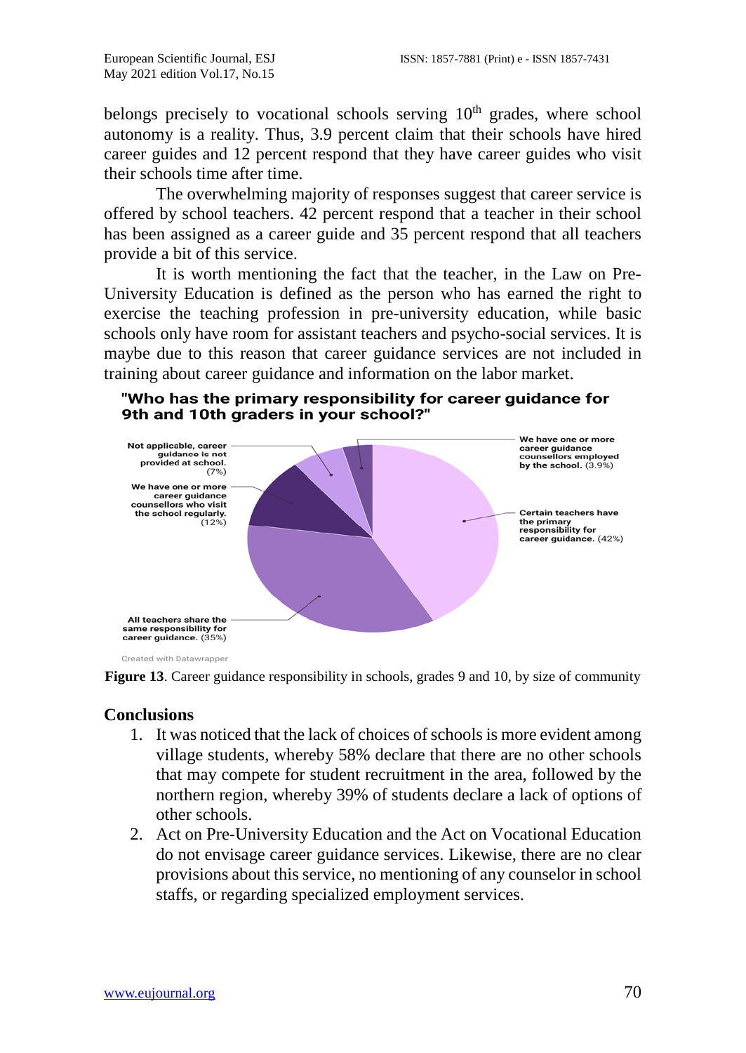belongs precisely to vocational schools serving 10th grades, where school autonomy is a reality. Thus, 3.9 percent claim that their schools have hired career guides and 12 percent respond that they have career guides who visit their schools time after time.

The overwhelming majority of responses suggest that career service is offered by school teachers. 42 percent respond that a teacher in their school has been assigned as a career guide and 35 percent respond that all teachers provide a bit of this service.

It is worth mentioning the fact that the teacher, in the Law on Pre-University Education is defined as the person who has earned the right to exercise the teaching profession in pre-university education, while basic schools only have room for assistant teachers and psycho-social services. It is maybe due to this reason that career guidance services are not included in training about career guidance and information on the labor market.

**"Who has the primary responsibility for career guidance for 9th and 10th graders in your school?"**

- **Certain teachers have the primary responsibility for career guidance.** (42%)
- **All teachers share the same responsibility for career guidance.** (35%)
- **We have one or more career guidance counsellors who visit the school regularly.** (12%)
- **Not applicable, career guidance is not provided at school.** (7%)
- **We have one or more career guidance counsellors employed by the school.** (3.9%)

Created with Datawrapper

**Figure 13**. Career guidance responsibility in schools, grades 9 and 10, by size of community

## Conclusions

1. It was noticed that the lack of choices of schools is more evident among village students, whereby 58% declare that there are no other schools that may compete for student recruitment in the area, followed by the northern region, whereby 39% of students declare a lack of options of other schools.
2. Act on Pre-University Education and the Act on Vocational Education do not envisage career guidance services. Likewise, there are no clear provisions about this service, no mentioning of any counselor in school staffs, or regarding specialized employment services.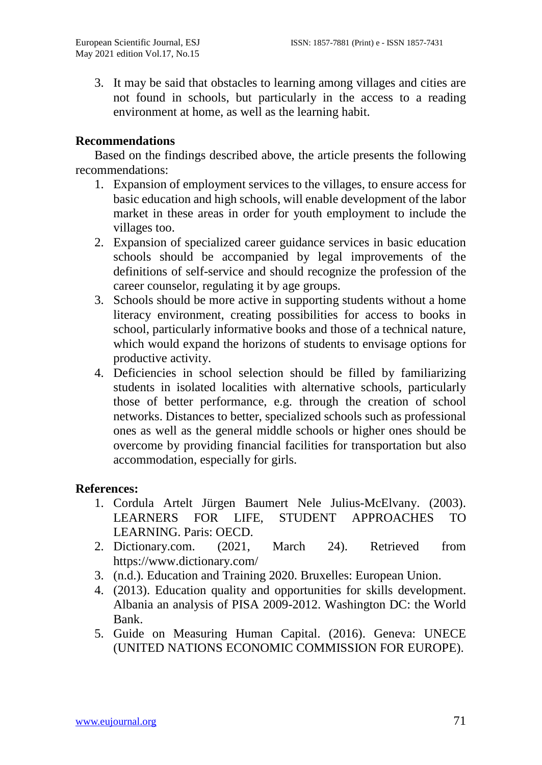3. It may be said that obstacles to learning among villages and cities are not found in schools, but particularly in the access to a reading environment at home, as well as the learning habit.

## Recommendations

Based on the findings described above, the article presents the following recommendations:

1. Expansion of employment services to the villages, to ensure access for basic education and high schools, will enable development of the labor market in these areas in order for youth employment to include the villages too.
2. Expansion of specialized career guidance services in basic education schools should be accompanied by legal improvements of the definitions of self-service and should recognize the profession of the career counselor, regulating it by age groups.
3. Schools should be more active in supporting students without a home literacy environment, creating possibilities for access to books in school, particularly informative books and those of a technical nature, which would expand the horizons of students to envisage options for productive activity.
4. Deficiencies in school selection should be filled by familiarizing students in isolated localities with alternative schools, particularly those of better performance, e.g. through the creation of school networks. Distances to better, specialized schools such as professional ones as well as the general middle schools or higher ones should be overcome by providing financial facilities for transportation but also accommodation, especially for girls.

## References:

1. Cordula Artelt Jürgen Baumert Nele Julius-McElvany. (2003). LEARNERS FOR LIFE, STUDENT APPROACHES TO LEARNING. Paris: OECD.
2. Dictionary.com. (2021, March 24). Retrieved from https://www.dictionary.com/
3. (n.d.). Education and Training 2020. Bruxelles: European Union.
4. (2013). Education quality and opportunities for skills development. Albania an analysis of PISA 2009-2012. Washington DC: the World Bank.
5. Guide on Measuring Human Capital. (2016). Geneva: UNECE (UNITED NATIONS ECONOMIC COMMISSION FOR EUROPE).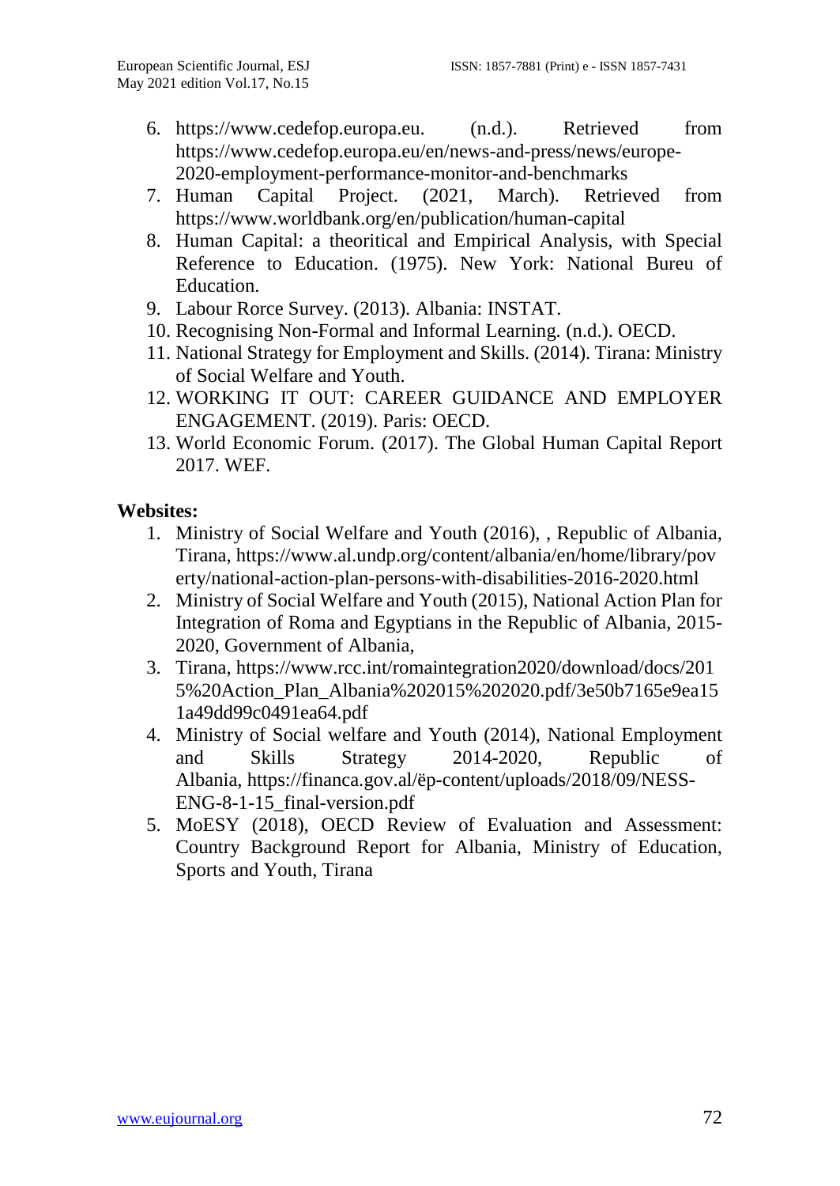6. https://www.cedefop.europa.eu. (n.d.). Retrieved from https://www.cedefop.europa.eu/en/news-and-press/news/europe-2020-employment-performance-monitor-and-benchmarks
7. Human Capital Project. (2021, March). Retrieved from https://www.worldbank.org/en/publication/human-capital
8. Human Capital: a theoritical and Empirical Analysis, with Special Reference to Education. (1975). New York: National Bureu of Education.
9. Labour Rorce Survey. (2013). Albania: INSTAT.
10. Recognising Non-Formal and Informal Learning. (n.d.). OECD.
11. National Strategy for Employment and Skills. (2014). Tirana: Ministry of Social Welfare and Youth.
12. WORKING IT OUT: CAREER GUIDANCE AND EMPLOYER ENGAGEMENT. (2019). Paris: OECD.
13. World Economic Forum. (2017). The Global Human Capital Report 2017. WEF.

**Websites:**

1. Ministry of Social Welfare and Youth (2016), , Republic of Albania, Tirana, https://www.al.undp.org/content/albania/en/home/library/poverty/national-action-plan-persons-with-disabilities-2016-2020.html
2. Ministry of Social Welfare and Youth (2015), National Action Plan for Integration of Roma and Egyptians in the Republic of Albania, 2015-2020, Government of Albania,
3. Tirana, https://www.rcc.int/romaintegration2020/download/docs/2015%20Action_Plan_Albania%202015%202020.pdf/3e50b7165e9ea151a49dd99c0491ea64.pdf
4. Ministry of Social welfare and Youth (2014), National Employment and Skills Strategy 2014-2020, Republic of Albania, https://financa.gov.al/ëp-content/uploads/2018/09/NESS-ENG-8-1-15_final-version.pdf
5. MoESY (2018), OECD Review of Evaluation and Assessment: Country Background Report for Albania, Ministry of Education, Sports and Youth, Tirana